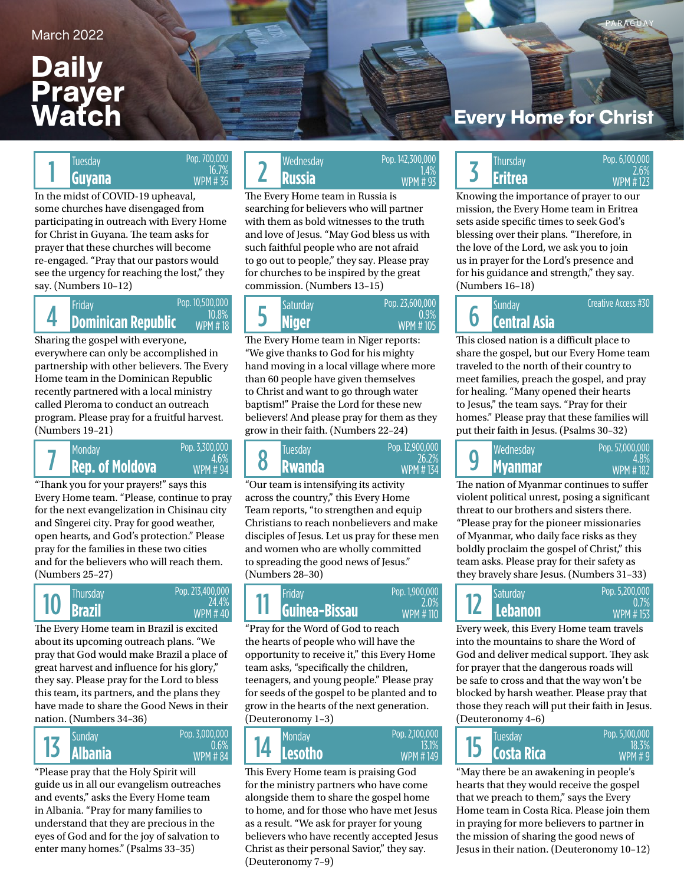March 2022

# Daily Prayer Watch

## Every Home for Christ

PARAGUAY

### 1 Tuesday — Guyana
Pop. 700,000 | 16.7% | WPM # 36

In the midst of COVID-19 upheaval, some churches have disengaged from participating in outreach with Every Home for Christ in Guyana. The team asks for prayer that these churches will become re-engaged. "Pray that our pastors would see the urgency for reaching the lost," they say. (Numbers 10–12)

### 2 Wednesday — Russia
Pop. 142,300,000 | 1.4% | WPM # 93

The Every Home team in Russia is searching for believers who will partner with them as bold witnesses to the truth and love of Jesus. "May God bless us with such faithful people who are not afraid to go out to people," they say. Please pray for churches to be inspired by the great commission. (Numbers 13–15)

### 3 Thursday — Eritrea
Pop. 6,100,000 | 2.6% | WPM # 123

Knowing the importance of prayer to our mission, the Every Home team in Eritrea sets aside specific times to seek God's blessing over their plans. "Therefore, in the love of the Lord, we ask you to join us in prayer for the Lord's presence and for his guidance and strength," they say. (Numbers 16–18)

### 4 Friday — Dominican Republic
Pop. 10,500,000 | 10.8% | WPM # 18

Sharing the gospel with everyone, everywhere can only be accomplished in partnership with other believers. The Every Home team in the Dominican Republic recently partnered with a local ministry called Pleroma to conduct an outreach program. Please pray for a fruitful harvest. (Numbers 19–21)

### 5 Saturday — Niger
Pop. 23,600,000 | 0.9% | WPM # 105

The Every Home team in Niger reports: "We give thanks to God for his mighty hand moving in a local village where more than 60 people have given themselves to Christ and want to go through water baptism!" Praise the Lord for these new believers! And please pray for them as they grow in their faith. (Numbers 22–24)

### 6 Sunday — Central Asia
Creative Access #30

This closed nation is a difficult place to share the gospel, but our Every Home team traveled to the north of their country to meet families, preach the gospel, and pray for healing. "Many opened their hearts to Jesus," the team says. "Pray for their homes." Please pray that these families will put their faith in Jesus. (Psalms 30–32)

### 7 Monday — Rep. of Moldova
Pop. 3,300,000 | 4.6% | WPM # 94

"Thank you for your prayers!" says this Every Home team. "Please, continue to pray for the next evangelization in Chisinau city and Sîngerei city. Pray for good weather, open hearts, and God's protection." Please pray for the families in these two cities and for the believers who will reach them. (Numbers 25–27)

### 8 Tuesday — Rwanda
Pop. 12,900,000 | 26.2% | WPM # 134

"Our team is intensifying its activity across the country," this Every Home Team reports, "to strengthen and equip Christians to reach nonbelievers and make disciples of Jesus. Let us pray for these men and women who are wholly committed to spreading the good news of Jesus." (Numbers 28–30)

### 9 Wednesday — Myanmar
Pop. 57,000,000 | 4.8% | WPM # 182

The nation of Myanmar continues to suffer violent political unrest, posing a significant threat to our brothers and sisters there. "Please pray for the pioneer missionaries of Myanmar, who daily face risks as they boldly proclaim the gospel of Christ," this team asks. Please pray for their safety as they bravely share Jesus. (Numbers 31–33)

### 10 Thursday — Brazil
Pop. 213,400,000 | 24.4% | WPM # 40

The Every Home team in Brazil is excited about its upcoming outreach plans. "We pray that God would make Brazil a place of great harvest and influence for his glory," they say. Please pray for the Lord to bless this team, its partners, and the plans they have made to share the Good News in their nation. (Numbers 34–36)

### 11 Friday — Guinea-Bissau
Pop. 1,900,000 | 2.0% | WPM # 110

"Pray for the Word of God to reach the hearts of people who will have the opportunity to receive it," this Every Home team asks, "specifically the children, teenagers, and young people." Please pray for seeds of the gospel to be planted and to grow in the hearts of the next generation. (Deuteronomy 1–3)

### 12 Saturday — Lebanon
Pop. 5,200,000 | 0.7% | WPM # 153

Every week, this Every Home team travels into the mountains to share the Word of God and deliver medical support. They ask for prayer that the dangerous roads will be safe to cross and that the way won't be blocked by harsh weather. Please pray that those they reach will put their faith in Jesus. (Deuteronomy 4–6)

### 13 Sunday — Albania
Pop. 3,000,000 | 0.6% | WPM # 84

"Please pray that the Holy Spirit will guide us in all our evangelism outreaches and events," asks the Every Home team in Albania. "Pray for many families to understand that they are precious in the eyes of God and for the joy of salvation to enter many homes." (Psalms 33–35)

### 14 Monday — Lesotho
Pop. 2,100,000 | 13.1% | WPM # 149

This Every Home team is praising God for the ministry partners who have come alongside them to share the gospel home to home, and for those who have met Jesus as a result. "We ask for prayer for young believers who have recently accepted Jesus Christ as their personal Savior," they say. (Deuteronomy 7–9)

### 15 Tuesday — Costa Rica
Pop. 5,100,000 | 18.3% | WPM # 9

"May there be an awakening in people's hearts that they would receive the gospel that we preach to them," says the Every Home team in Costa Rica. Please join them in praying for more believers to partner in the mission of sharing the good news of Jesus in their nation. (Deuteronomy 10–12)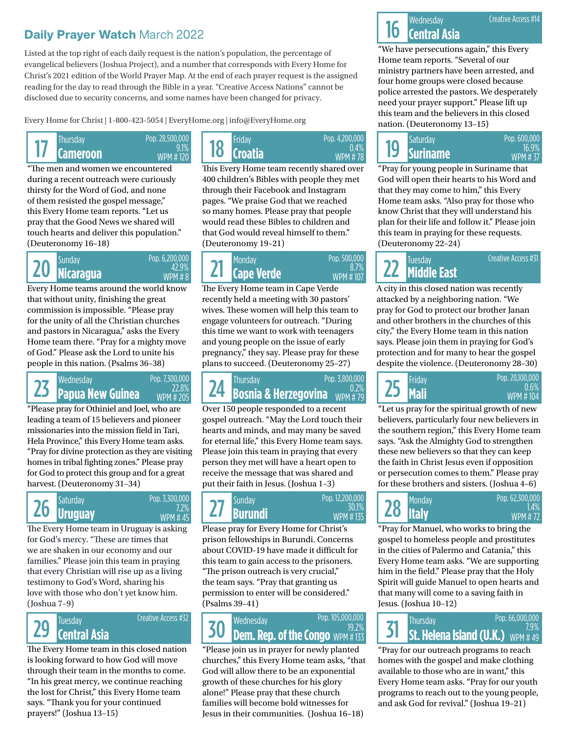## Daily Prayer Watch March 2022

Listed at the top right of each daily request is the nation's population, the percentage of evangelical believers (Joshua Project), and a number that corresponds with Every Home for Christ's 2021 edition of the World Prayer Map. At the end of each prayer request is the assigned reading for the day to read through the Bible in a year. "Creative Access Nations" cannot be disclosed due to security concerns, and some names have been changed for privacy.

Every Home for Christ | 1-800-423-5054 | EveryHome.org | info@EveryHome.org

### 16 Wednesday — Central Asia
Creative Access #14

"We have persecutions again," this Every Home team reports. "Several of our ministry partners have been arrested, and four home groups were closed because police arrested the pastors. We desperately need your prayer support." Please lift up this team and the believers in this closed nation. (Deuteronomy 13–15)

### 17 Thursday — Cameroon
Pop. 28,500,000
9.1%
WPM # 120

"The men and women we encountered during a recent outreach were curiously thirsty for the Word of God, and none of them resisted the gospel message," this Every Home team reports. "Let us pray that the Good News we shared will touch hearts and deliver this population." (Deuteronomy 16–18)

### 18 Friday — Croatia
Pop. 4,200,000
0.4%
WPM # 78

This Every Home team recently shared over 400 children's Bibles with people they met through their Facebook and Instagram pages. "We praise God that we reached so many homes. Please pray that people would read these Bibles to children and that God would reveal himself to them." (Deuteronomy 19–21)

### 19 Saturday — Suriname
Pop. 600,000
16.9%
WPM # 37

"Pray for young people in Suriname that God will open their hearts to his Word and that they may come to him," this Every Home team asks. "Also pray for those who know Christ that they will understand his plan for their life and follow it." Please join this team in praying for these requests. (Deuteronomy 22–24)

### 20 Sunday — Nicaragua
Pop. 6,200,000
42.9%
WPM # 8

Every Home teams around the world know that without unity, finishing the great commission is impossible. "Please pray for the unity of all the Christian churches and pastors in Nicaragua," asks the Every Home team there. "Pray for a mighty move of God." Please ask the Lord to unite his people in this nation. (Psalms 36–38)

### 21 Monday — Cape Verde
Pop. 500,000
8.7%
WPM # 107

The Every Home team in Cape Verde recently held a meeting with 30 pastors' wives. These women will help this team to engage volunteers for outreach. "During this time we want to work with teenagers and young people on the issue of early pregnancy," they say. Please pray for these plans to succeed. (Deuteronomy 25–27)

### 22 Tuesday — Middle East
Creative Access #31

A city in this closed nation was recently attacked by a neighboring nation. "We pray for God to protect our brother Janan and other brothers in the churches of this city," the Every Home team in this nation says. Please join them in praying for God's protection and for many to hear the gospel despite the violence. (Deuteronomy 28–30)

### 23 Wednesday — Papua New Guinea
Pop. 7,300,000
22.8%
WPM # 205

"Please pray for Othiniel and Joel, who are leading a team of 15 believers and pioneer missionaries into the mission field in Tari, Hela Province," this Every Home team asks. "Pray for divine protection as they are visiting homes in tribal fighting zones." Please pray for God to protect this group and for a great harvest. (Deuteronomy 31–34)

### 24 Thursday — Bosnia & Herzegovina
Pop. 3,800,000
0.2%
WPM # 79

Over 150 people responded to a recent gospel outreach. "May the Lord touch their hearts and minds, and may many be saved for eternal life," this Every Home team says. Please join this team in praying that every person they met will have a heart open to receive the message that was shared and put their faith in Jesus. (Joshua 1–3)

### 25 Friday — Mali
Pop. 20,100,000
0.6%
WPM # 104

"Let us pray for the spiritual growth of new believers, particularly four new believers in the southern region," this Every Home team says. "Ask the Almighty God to strengthen these new believers so that they can keep the faith in Christ Jesus even if opposition or persecution comes to them." Please pray for these brothers and sisters. (Joshua 4–6)

### 26 Saturday — Uruguay
Pop. 3,300,000
7.2%
WPM # 45

The Every Home team in Uruguay is asking for God's mercy. "These are times that we are shaken in our economy and our families." Please join this team in praying that every Christian will rise up as a living testimony to God's Word, sharing his love with those who don't yet know him. (Joshua 7–9)

### 27 Sunday — Burundi
Pop. 12,200,000
30.1%
WPM # 135

Please pray for Every Home for Christ's prison fellowships in Burundi. Concerns about COVID-19 have made it difficult for this team to gain access to the prisoners. "The prison outreach is very crucial," the team says. "Pray that granting us permission to enter will be considered." (Psalms 39–41)

### 28 Monday — Italy
Pop. 62,300,000
1.4%
WPM # 72

"Pray for Manuel, who works to bring the gospel to homeless people and prostitutes in the cities of Palermo and Catania," this Every Home team asks. "We are supporting him in the field." Please pray that the Holy Spirit will guide Manuel to open hearts and that many will come to a saving faith in Jesus. (Joshua 10–12)

### 29 Tuesday — Central Asia
Creative Access #32

The Every Home team in this closed nation is looking forward to how God will move through their team in the months to come. "In his great mercy, we continue reaching the lost for Christ," this Every Home team says. "Thank you for your continued prayers!" (Joshua 13–15)

### 30 Wednesday — Dem. Rep. of the Congo
Pop. 105,000,000
19.2%
WPM # 133

"Please join us in prayer for newly planted churches," this Every Home team asks, "that God will allow there to be an exponential growth of these churches for his glory alone!" Please pray that these church families will become bold witnesses for Jesus in their communities. (Joshua 16–18)

### 31 Thursday — St. Helena Island (U.K.)
Pop. 66,000,000
7.9%
WPM # 49

"Pray for our outreach programs to reach homes with the gospel and make clothing available to those who are in want," this Every Home team asks. "Pray for our youth programs to reach out to the young people, and ask God for revival." (Joshua 19–21)